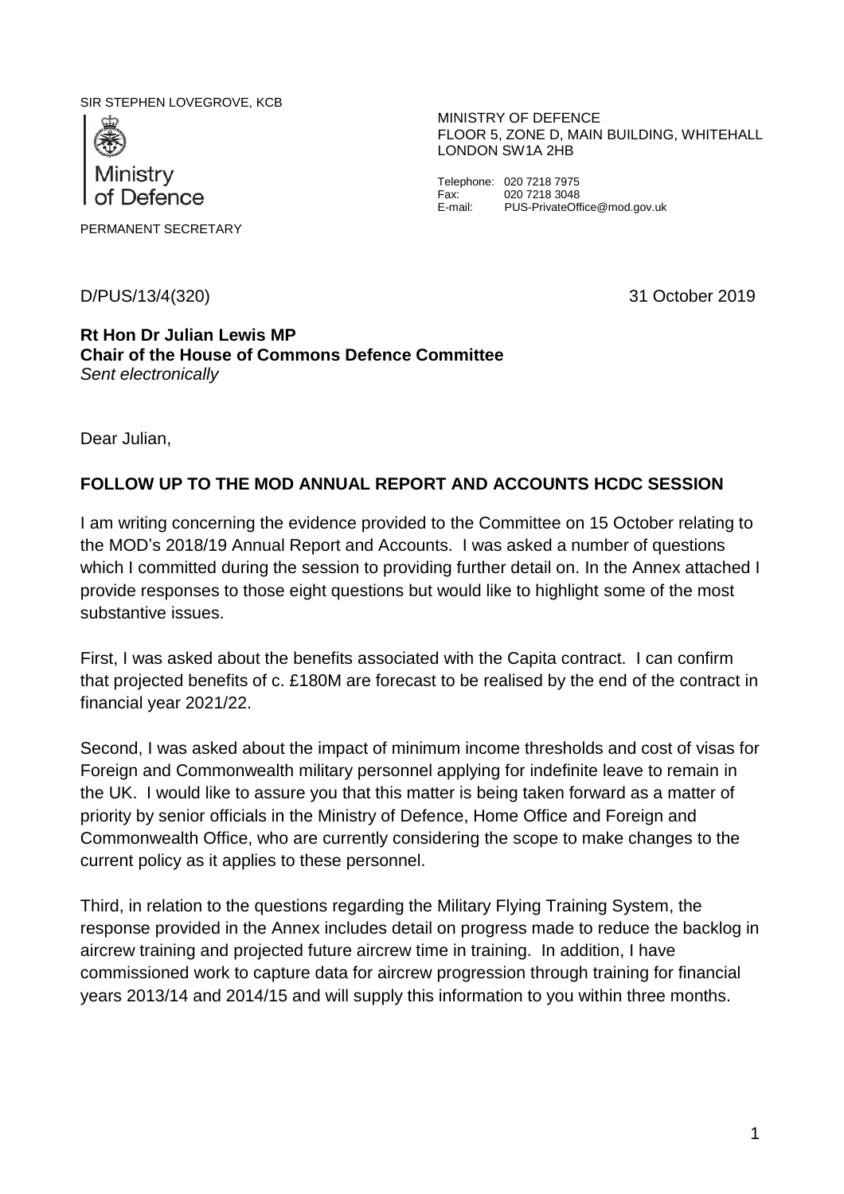SIR STEPHEN LOVEGROVE, KCB

Ministry of Defence

PERMANENT SECRETARY

MINISTRY OF DEFENCE
FLOOR 5, ZONE D, MAIN BUILDING, WHITEHALL
LONDON SW1A 2HB

Telephone: 020 7218 7975
Fax: 020 7218 3048
E-mail: PUS-PrivateOffice@mod.gov.uk

D/PUS/13/4(320) 31 October 2019

**Rt Hon Dr Julian Lewis MP**
**Chair of the House of Commons Defence Committee**
*Sent electronically*

Dear Julian,

**FOLLOW UP TO THE MOD ANNUAL REPORT AND ACCOUNTS HCDC SESSION**

I am writing concerning the evidence provided to the Committee on 15 October relating to the MOD's 2018/19 Annual Report and Accounts. I was asked a number of questions which I committed during the session to providing further detail on. In the Annex attached I provide responses to those eight questions but would like to highlight some of the most substantive issues.

First, I was asked about the benefits associated with the Capita contract. I can confirm that projected benefits of c. £180M are forecast to be realised by the end of the contract in financial year 2021/22.

Second, I was asked about the impact of minimum income thresholds and cost of visas for Foreign and Commonwealth military personnel applying for indefinite leave to remain in the UK. I would like to assure you that this matter is being taken forward as a matter of priority by senior officials in the Ministry of Defence, Home Office and Foreign and Commonwealth Office, who are currently considering the scope to make changes to the current policy as it applies to these personnel.

Third, in relation to the questions regarding the Military Flying Training System, the response provided in the Annex includes detail on progress made to reduce the backlog in aircrew training and projected future aircrew time in training. In addition, I have commissioned work to capture data for aircrew progression through training for financial years 2013/14 and 2014/15 and will supply this information to you within three months.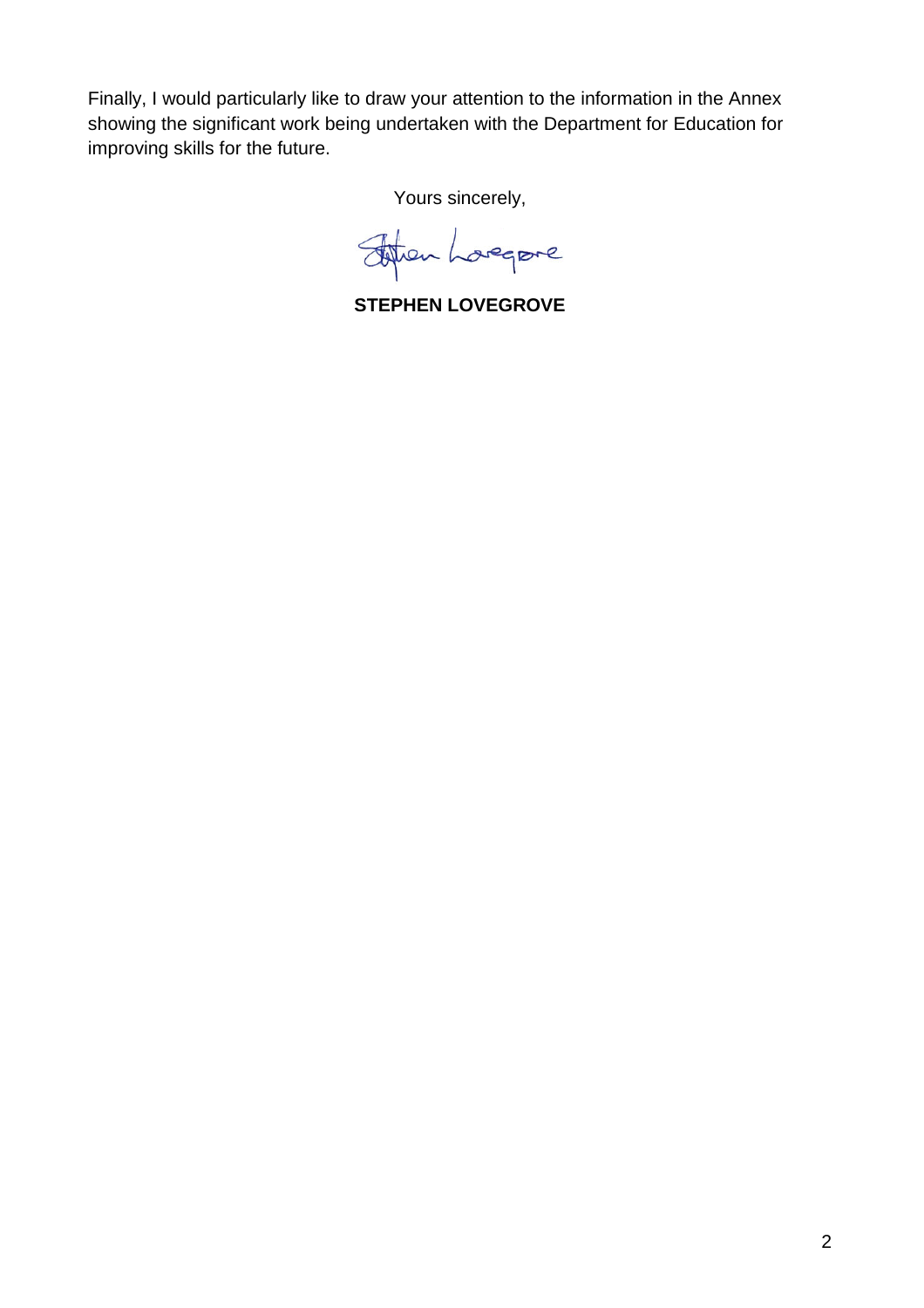Finally, I would particularly like to draw your attention to the information in the Annex showing the significant work being undertaken with the Department for Education for improving skills for the future.

Yours sincerely,

**STEPHEN LOVEGROVE**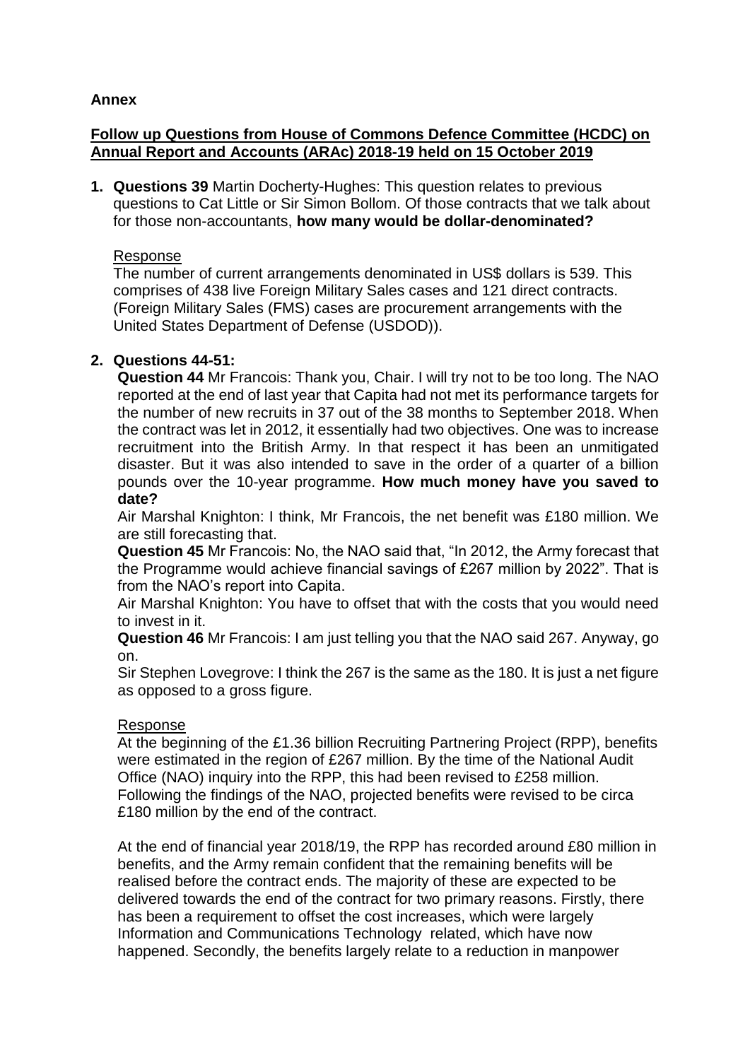**Annex**

**Follow up Questions from House of Commons Defence Committee (HCDC) on Annual Report and Accounts (ARAc) 2018-19 held on 15 October 2019**

1. **Questions 39** Martin Docherty-Hughes: This question relates to previous questions to Cat Little or Sir Simon Bollom. Of those contracts that we talk about for those non-accountants, **how many would be dollar-denominated?**

   Response

   The number of current arrangements denominated in US$ dollars is 539. This comprises of 438 live Foreign Military Sales cases and 121 direct contracts. (Foreign Military Sales (FMS) cases are procurement arrangements with the United States Department of Defense (USDOD)).

2. **Questions 44-51:**

   **Question 44** Mr Francois: Thank you, Chair. I will try not to be too long. The NAO reported at the end of last year that Capita had not met its performance targets for the number of new recruits in 37 out of the 38 months to September 2018. When the contract was let in 2012, it essentially had two objectives. One was to increase recruitment into the British Army. In that respect it has been an unmitigated disaster. But it was also intended to save in the order of a quarter of a billion pounds over the 10-year programme. **How much money have you saved to date?**

   Air Marshal Knighton: I think, Mr Francois, the net benefit was £180 million. We are still forecasting that.

   **Question 45** Mr Francois: No, the NAO said that, "In 2012, the Army forecast that the Programme would achieve financial savings of £267 million by 2022". That is from the NAO's report into Capita.

   Air Marshal Knighton: You have to offset that with the costs that you would need to invest in it.

   **Question 46** Mr Francois: I am just telling you that the NAO said 267. Anyway, go on.

   Sir Stephen Lovegrove: I think the 267 is the same as the 180. It is just a net figure as opposed to a gross figure.

   Response

   At the beginning of the £1.36 billion Recruiting Partnering Project (RPP), benefits were estimated in the region of £267 million. By the time of the National Audit Office (NAO) inquiry into the RPP, this had been revised to £258 million. Following the findings of the NAO, projected benefits were revised to be circa £180 million by the end of the contract.

   At the end of financial year 2018/19, the RPP has recorded around £80 million in benefits, and the Army remain confident that the remaining benefits will be realised before the contract ends. The majority of these are expected to be delivered towards the end of the contract for two primary reasons. Firstly, there has been a requirement to offset the cost increases, which were largely Information and Communications Technology related, which have now happened. Secondly, the benefits largely relate to a reduction in manpower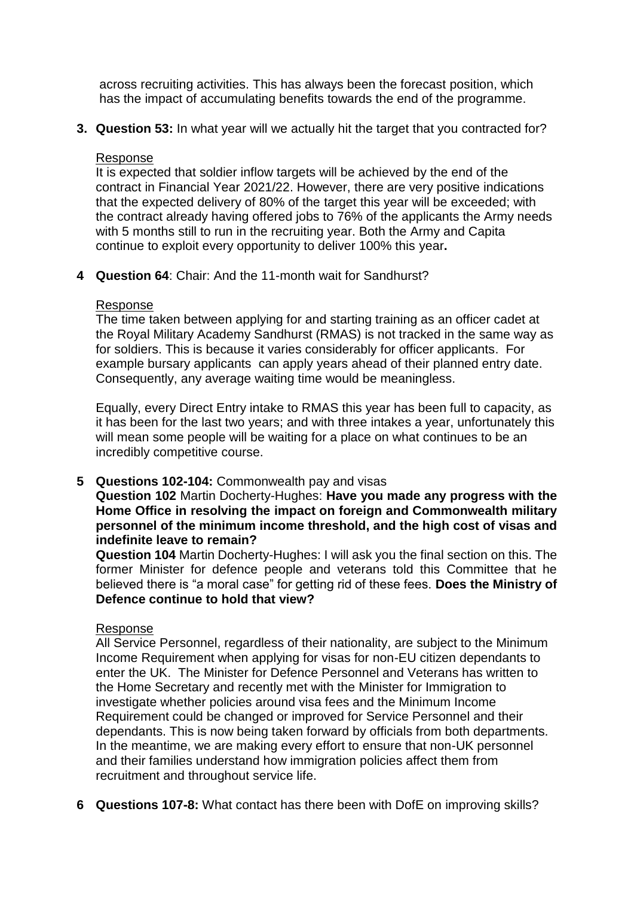across recruiting activities. This has always been the forecast position, which has the impact of accumulating benefits towards the end of the programme.

**3. Question 53:** In what year will we actually hit the target that you contracted for?

Response

It is expected that soldier inflow targets will be achieved by the end of the contract in Financial Year 2021/22. However, there are very positive indications that the expected delivery of 80% of the target this year will be exceeded; with the contract already having offered jobs to 76% of the applicants the Army needs with 5 months still to run in the recruiting year. Both the Army and Capita continue to exploit every opportunity to deliver 100% this year**.**

**4 Question 64**: Chair: And the 11-month wait for Sandhurst?

Response

The time taken between applying for and starting training as an officer cadet at the Royal Military Academy Sandhurst (RMAS) is not tracked in the same way as for soldiers. This is because it varies considerably for officer applicants. For example bursary applicants can apply years ahead of their planned entry date. Consequently, any average waiting time would be meaningless.

Equally, every Direct Entry intake to RMAS this year has been full to capacity, as it has been for the last two years; and with three intakes a year, unfortunately this will mean some people will be waiting for a place on what continues to be an incredibly competitive course.

**5 Questions 102-104:** Commonwealth pay and visas

**Question 102** Martin Docherty-Hughes: **Have you made any progress with the Home Office in resolving the impact on foreign and Commonwealth military personnel of the minimum income threshold, and the high cost of visas and indefinite leave to remain?**

**Question 104** Martin Docherty-Hughes: I will ask you the final section on this. The former Minister for defence people and veterans told this Committee that he believed there is "a moral case" for getting rid of these fees. **Does the Ministry of Defence continue to hold that view?**

Response

All Service Personnel, regardless of their nationality, are subject to the Minimum Income Requirement when applying for visas for non-EU citizen dependants to enter the UK. The Minister for Defence Personnel and Veterans has written to the Home Secretary and recently met with the Minister for Immigration to investigate whether policies around visa fees and the Minimum Income Requirement could be changed or improved for Service Personnel and their dependants. This is now being taken forward by officials from both departments. In the meantime, we are making every effort to ensure that non-UK personnel and their families understand how immigration policies affect them from recruitment and throughout service life.

**6 Questions 107-8:** What contact has there been with DofE on improving skills?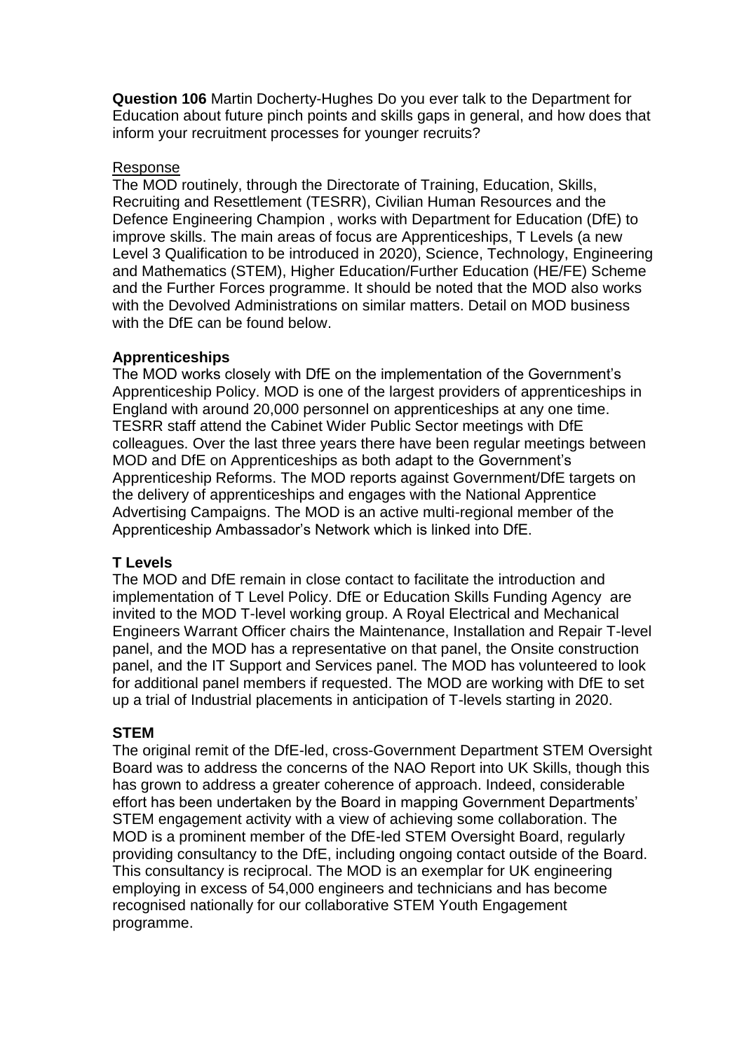**Question 106** Martin Docherty-Hughes Do you ever talk to the Department for Education about future pinch points and skills gaps in general, and how does that inform your recruitment processes for younger recruits?

Response

The MOD routinely, through the Directorate of Training, Education, Skills, Recruiting and Resettlement (TESRR), Civilian Human Resources and the Defence Engineering Champion , works with Department for Education (DfE) to improve skills. The main areas of focus are Apprenticeships, T Levels (a new Level 3 Qualification to be introduced in 2020), Science, Technology, Engineering and Mathematics (STEM), Higher Education/Further Education (HE/FE) Scheme and the Further Forces programme. It should be noted that the MOD also works with the Devolved Administrations on similar matters. Detail on MOD business with the DfE can be found below.

**Apprenticeships**

The MOD works closely with DfE on the implementation of the Government's Apprenticeship Policy. MOD is one of the largest providers of apprenticeships in England with around 20,000 personnel on apprenticeships at any one time. TESRR staff attend the Cabinet Wider Public Sector meetings with DfE colleagues. Over the last three years there have been regular meetings between MOD and DfE on Apprenticeships as both adapt to the Government's Apprenticeship Reforms. The MOD reports against Government/DfE targets on the delivery of apprenticeships and engages with the National Apprentice Advertising Campaigns. The MOD is an active multi-regional member of the Apprenticeship Ambassador's Network which is linked into DfE.

**T Levels**

The MOD and DfE remain in close contact to facilitate the introduction and implementation of T Level Policy. DfE or Education Skills Funding Agency are invited to the MOD T-level working group. A Royal Electrical and Mechanical Engineers Warrant Officer chairs the Maintenance, Installation and Repair T-level panel, and the MOD has a representative on that panel, the Onsite construction panel, and the IT Support and Services panel. The MOD has volunteered to look for additional panel members if requested. The MOD are working with DfE to set up a trial of Industrial placements in anticipation of T-levels starting in 2020.

**STEM**

The original remit of the DfE-led, cross-Government Department STEM Oversight Board was to address the concerns of the NAO Report into UK Skills, though this has grown to address a greater coherence of approach. Indeed, considerable effort has been undertaken by the Board in mapping Government Departments' STEM engagement activity with a view of achieving some collaboration. The MOD is a prominent member of the DfE-led STEM Oversight Board, regularly providing consultancy to the DfE, including ongoing contact outside of the Board. This consultancy is reciprocal. The MOD is an exemplar for UK engineering employing in excess of 54,000 engineers and technicians and has become recognised nationally for our collaborative STEM Youth Engagement programme.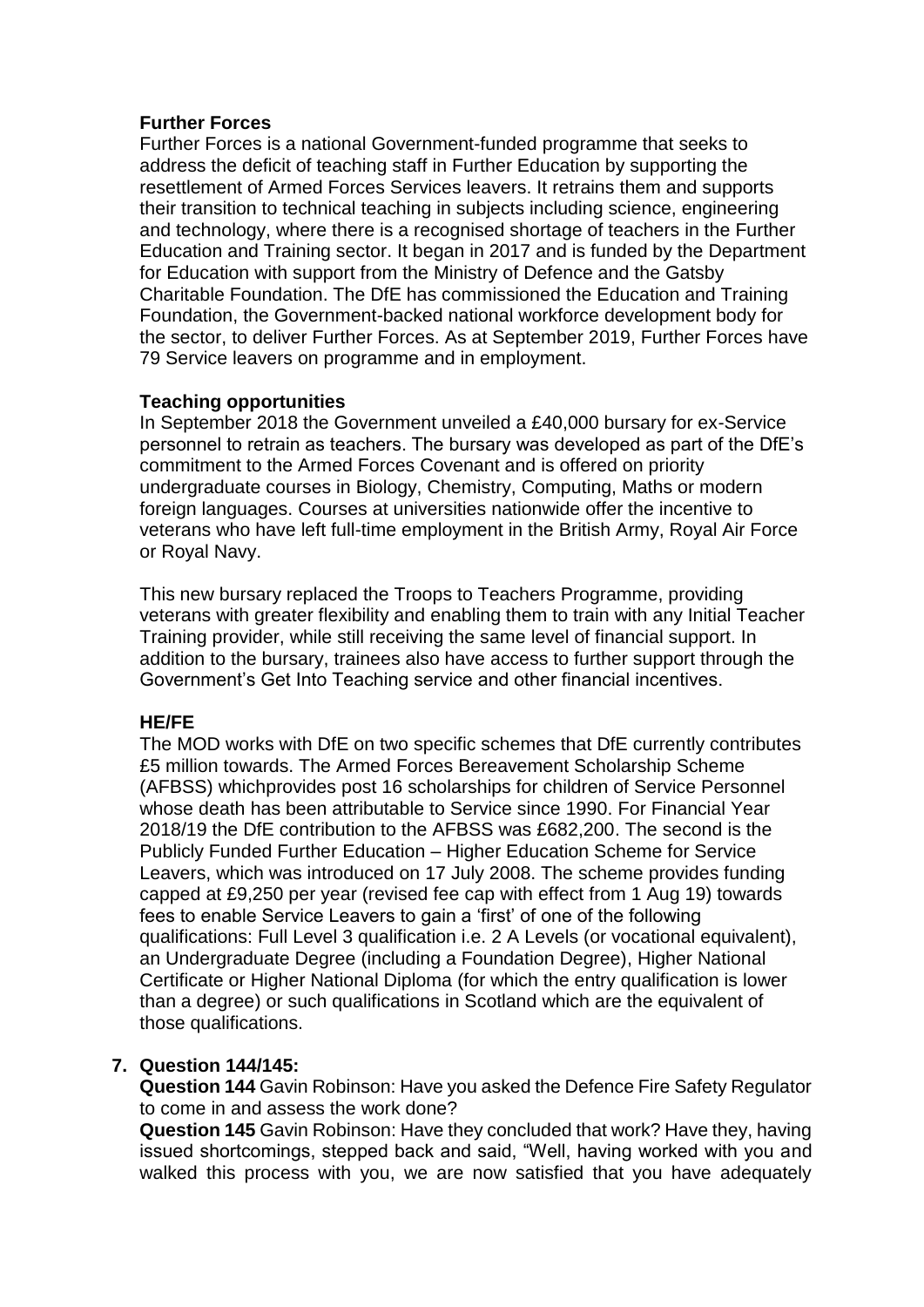**Further Forces**

Further Forces is a national Government-funded programme that seeks to address the deficit of teaching staff in Further Education by supporting the resettlement of Armed Forces Services leavers. It retrains them and supports their transition to technical teaching in subjects including science, engineering and technology, where there is a recognised shortage of teachers in the Further Education and Training sector. It began in 2017 and is funded by the Department for Education with support from the Ministry of Defence and the Gatsby Charitable Foundation. The DfE has commissioned the Education and Training Foundation, the Government-backed national workforce development body for the sector, to deliver Further Forces. As at September 2019, Further Forces have 79 Service leavers on programme and in employment.

**Teaching opportunities**

In September 2018 the Government unveiled a £40,000 bursary for ex-Service personnel to retrain as teachers. The bursary was developed as part of the DfE's commitment to the Armed Forces Covenant and is offered on priority undergraduate courses in Biology, Chemistry, Computing, Maths or modern foreign languages. Courses at universities nationwide offer the incentive to veterans who have left full-time employment in the British Army, Royal Air Force or Royal Navy.

This new bursary replaced the Troops to Teachers Programme, providing veterans with greater flexibility and enabling them to train with any Initial Teacher Training provider, while still receiving the same level of financial support. In addition to the bursary, trainees also have access to further support through the Government's Get Into Teaching service and other financial incentives.

**HE/FE**

The MOD works with DfE on two specific schemes that DfE currently contributes £5 million towards. The Armed Forces Bereavement Scholarship Scheme (AFBSS) whichprovides post 16 scholarships for children of Service Personnel whose death has been attributable to Service since 1990. For Financial Year 2018/19 the DfE contribution to the AFBSS was £682,200. The second is the Publicly Funded Further Education – Higher Education Scheme for Service Leavers, which was introduced on 17 July 2008. The scheme provides funding capped at £9,250 per year (revised fee cap with effect from 1 Aug 19) towards fees to enable Service Leavers to gain a 'first' of one of the following qualifications: Full Level 3 qualification i.e. 2 A Levels (or vocational equivalent), an Undergraduate Degree (including a Foundation Degree), Higher National Certificate or Higher National Diploma (for which the entry qualification is lower than a degree) or such qualifications in Scotland which are the equivalent of those qualifications.

7. **Question 144/145:**

   **Question 144** Gavin Robinson: Have you asked the Defence Fire Safety Regulator to come in and assess the work done?

   **Question 145** Gavin Robinson: Have they concluded that work? Have they, having issued shortcomings, stepped back and said, "Well, having worked with you and walked this process with you, we are now satisfied that you have adequately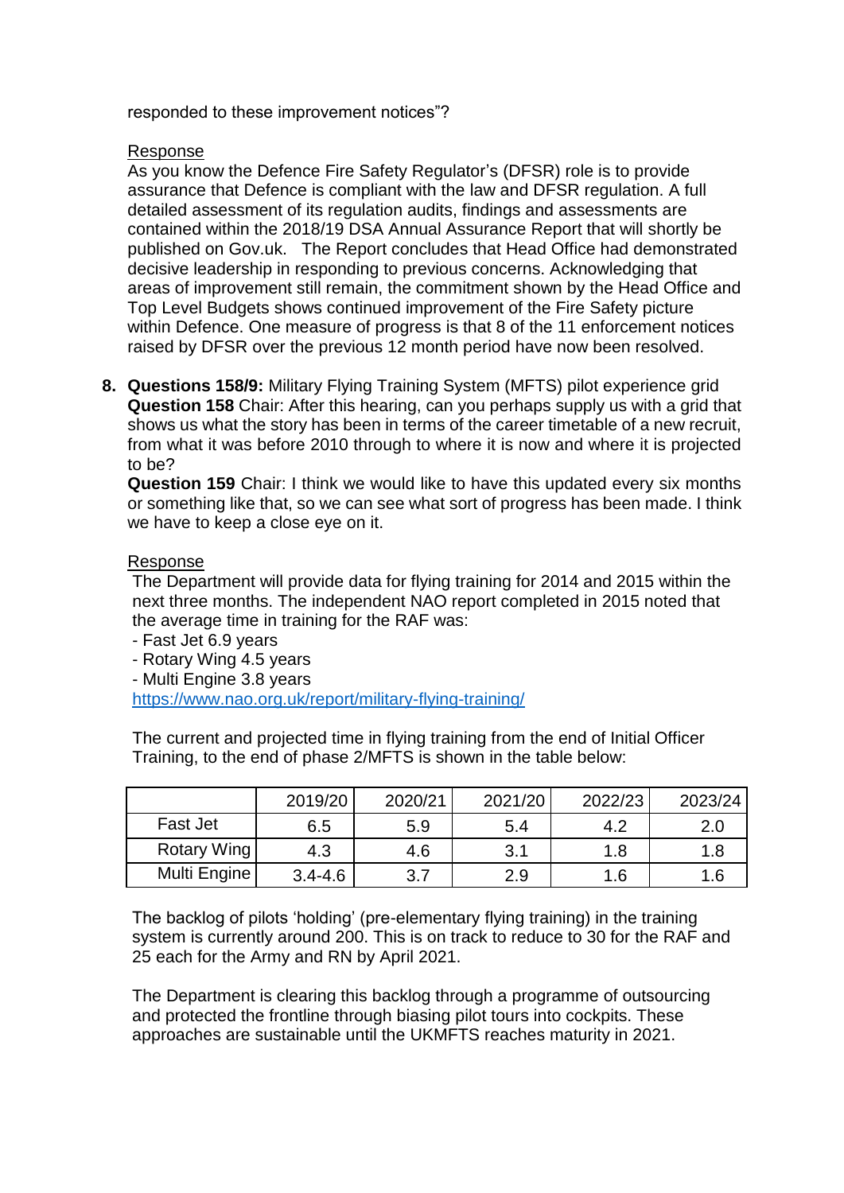responded to these improvement notices"?

Response

As you know the Defence Fire Safety Regulator's (DFSR) role is to provide assurance that Defence is compliant with the law and DFSR regulation. A full detailed assessment of its regulation audits, findings and assessments are contained within the 2018/19 DSA Annual Assurance Report that will shortly be published on Gov.uk. The Report concludes that Head Office had demonstrated decisive leadership in responding to previous concerns. Acknowledging that areas of improvement still remain, the commitment shown by the Head Office and Top Level Budgets shows continued improvement of the Fire Safety picture within Defence. One measure of progress is that 8 of the 11 enforcement notices raised by DFSR over the previous 12 month period have now been resolved.

8. **Questions 158/9:** Military Flying Training System (MFTS) pilot experience grid
**Question 158** Chair: After this hearing, can you perhaps supply us with a grid that shows us what the story has been in terms of the career timetable of a new recruit, from what it was before 2010 through to where it is now and where it is projected to be?
**Question 159** Chair: I think we would like to have this updated every six months or something like that, so we can see what sort of progress has been made. I think we have to keep a close eye on it.

Response

The Department will provide data for flying training for 2014 and 2015 within the next three months. The independent NAO report completed in 2015 noted that the average time in training for the RAF was:

- Fast Jet 6.9 years
- Rotary Wing 4.5 years
- Multi Engine 3.8 years

https://www.nao.org.uk/report/military-flying-training/

The current and projected time in flying training from the end of Initial Officer Training, to the end of phase 2/MFTS is shown in the table below:

| | 2019/20 | 2020/21 | 2021/20 | 2022/23 | 2023/24 |
|---|---|---|---|---|---|
| Fast Jet | 6.5 | 5.9 | 5.4 | 4.2 | 2.0 |
| Rotary Wing | 4.3 | 4.6 | 3.1 | 1.8 | 1.8 |
| Multi Engine | 3.4-4.6 | 3.7 | 2.9 | 1.6 | 1.6 |

The backlog of pilots 'holding' (pre-elementary flying training) in the training system is currently around 200. This is on track to reduce to 30 for the RAF and 25 each for the Army and RN by April 2021.

The Department is clearing this backlog through a programme of outsourcing and protected the frontline through biasing pilot tours into cockpits. These approaches are sustainable until the UKMFTS reaches maturity in 2021.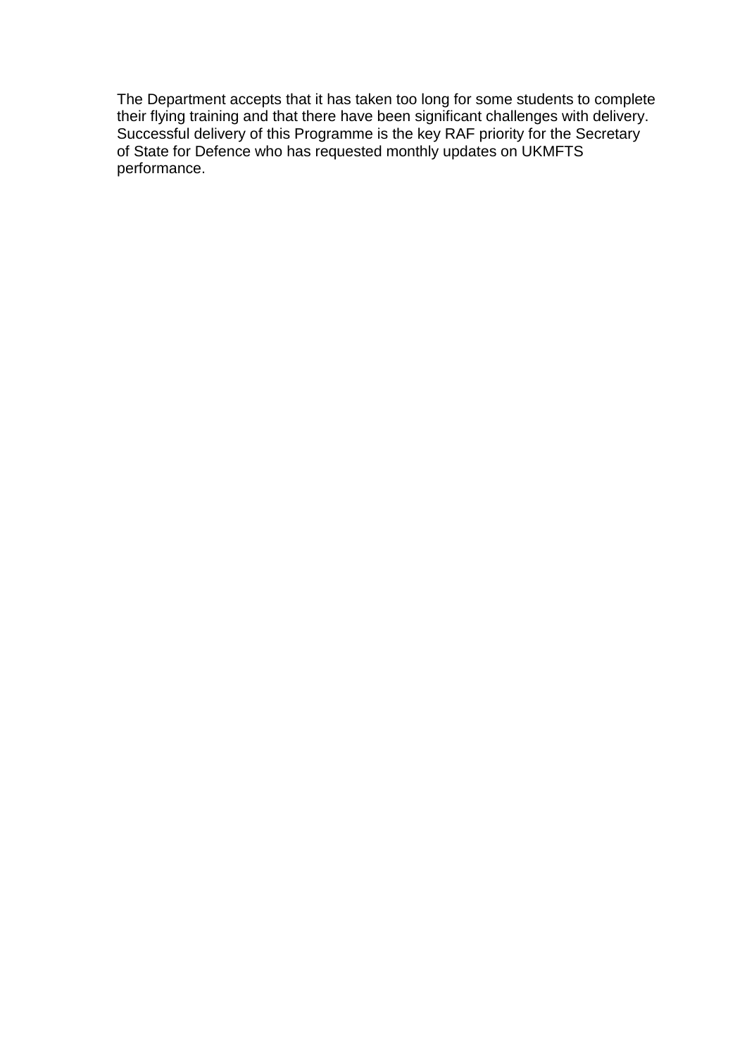The Department accepts that it has taken too long for some students to complete their flying training and that there have been significant challenges with delivery. Successful delivery of this Programme is the key RAF priority for the Secretary of State for Defence who has requested monthly updates on UKMFTS performance.